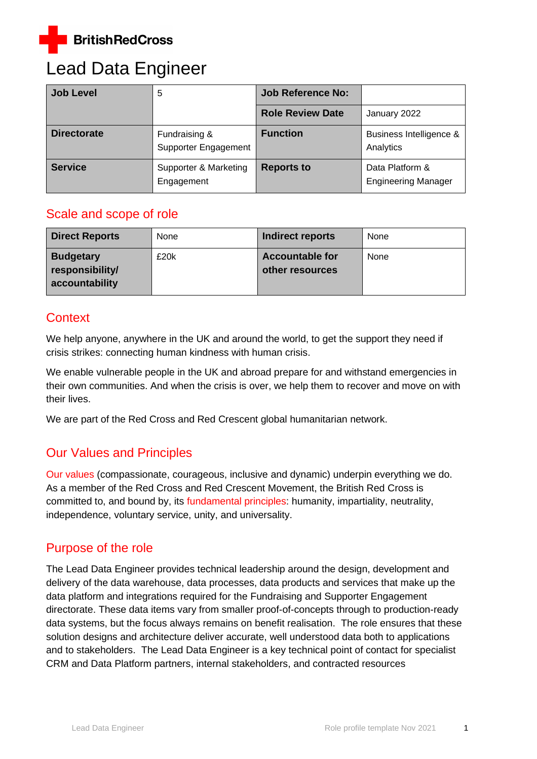BritishRedCross

# Lead Data Engineer

| Job Level | 5 | Job Reference No: | |
|---|---|---|---|
| | | Role Review Date | January 2022 |
| Directorate | Fundraising & Supporter Engagement | Function | Business Intelligence & Analytics |
| Service | Supporter & Marketing Engagement | Reports to | Data Platform & Engineering Manager |

## Scale and scope of role

| Direct Reports | None | Indirect reports | None |
|---|---|---|---|
| Budgetary responsibility/ accountability | £20k | Accountable for other resources | None |

## Context

We help anyone, anywhere in the UK and around the world, to get the support they need if crisis strikes: connecting human kindness with human crisis.

We enable vulnerable people in the UK and abroad prepare for and withstand emergencies in their own communities. And when the crisis is over, we help them to recover and move on with their lives.

We are part of the Red Cross and Red Crescent global humanitarian network.

## Our Values and Principles

Our values (compassionate, courageous, inclusive and dynamic) underpin everything we do. As a member of the Red Cross and Red Crescent Movement, the British Red Cross is committed to, and bound by, its fundamental principles: humanity, impartiality, neutrality, independence, voluntary service, unity, and universality.

## Purpose of the role

The Lead Data Engineer provides technical leadership around the design, development and delivery of the data warehouse, data processes, data products and services that make up the data platform and integrations required for the Fundraising and Supporter Engagement directorate. These data items vary from smaller proof-of-concepts through to production-ready data systems, but the focus always remains on benefit realisation. The role ensures that these solution designs and architecture deliver accurate, well understood data both to applications and to stakeholders. The Lead Data Engineer is a key technical point of contact for specialist CRM and Data Platform partners, internal stakeholders, and contracted resources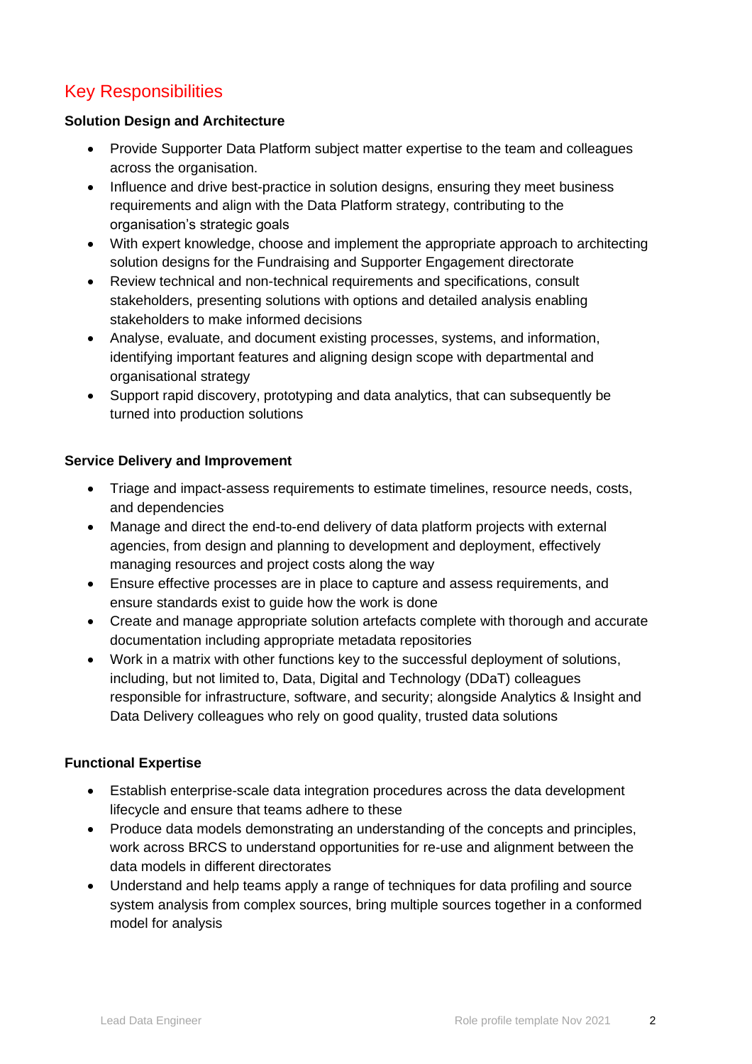## Key Responsibilities

**Solution Design and Architecture**

- Provide Supporter Data Platform subject matter expertise to the team and colleagues across the organisation.
- Influence and drive best-practice in solution designs, ensuring they meet business requirements and align with the Data Platform strategy, contributing to the organisation's strategic goals
- With expert knowledge, choose and implement the appropriate approach to architecting solution designs for the Fundraising and Supporter Engagement directorate
- Review technical and non-technical requirements and specifications, consult stakeholders, presenting solutions with options and detailed analysis enabling stakeholders to make informed decisions
- Analyse, evaluate, and document existing processes, systems, and information, identifying important features and aligning design scope with departmental and organisational strategy
- Support rapid discovery, prototyping and data analytics, that can subsequently be turned into production solutions

**Service Delivery and Improvement**

- Triage and impact-assess requirements to estimate timelines, resource needs, costs, and dependencies
- Manage and direct the end-to-end delivery of data platform projects with external agencies, from design and planning to development and deployment, effectively managing resources and project costs along the way
- Ensure effective processes are in place to capture and assess requirements, and ensure standards exist to guide how the work is done
- Create and manage appropriate solution artefacts complete with thorough and accurate documentation including appropriate metadata repositories
- Work in a matrix with other functions key to the successful deployment of solutions, including, but not limited to, Data, Digital and Technology (DDaT) colleagues responsible for infrastructure, software, and security; alongside Analytics & Insight and Data Delivery colleagues who rely on good quality, trusted data solutions

**Functional Expertise**

- Establish enterprise-scale data integration procedures across the data development lifecycle and ensure that teams adhere to these
- Produce data models demonstrating an understanding of the concepts and principles, work across BRCS to understand opportunities for re-use and alignment between the data models in different directorates
- Understand and help teams apply a range of techniques for data profiling and source system analysis from complex sources, bring multiple sources together in a conformed model for analysis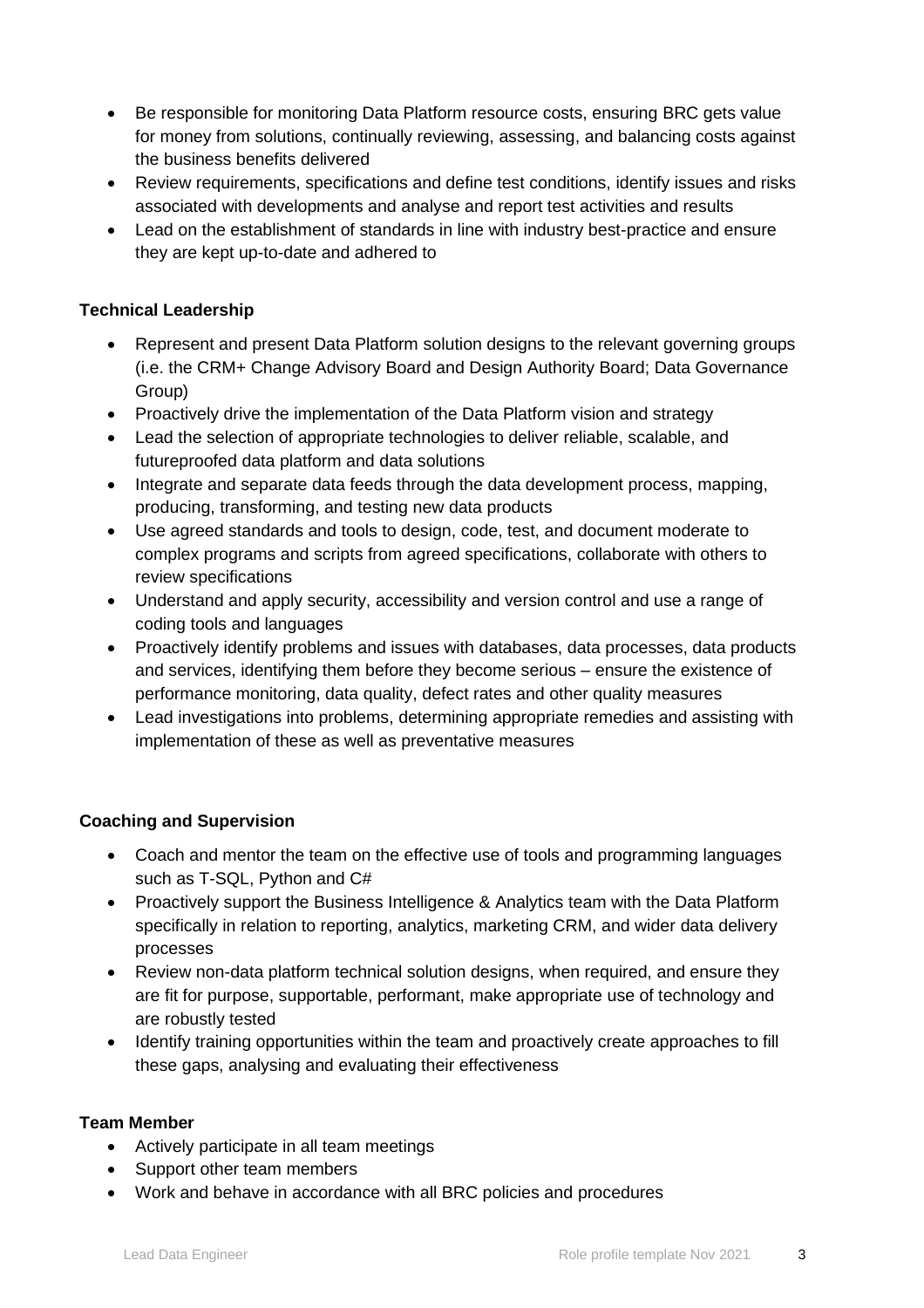- Be responsible for monitoring Data Platform resource costs, ensuring BRC gets value for money from solutions, continually reviewing, assessing, and balancing costs against the business benefits delivered
- Review requirements, specifications and define test conditions, identify issues and risks associated with developments and analyse and report test activities and results
- Lead on the establishment of standards in line with industry best-practice and ensure they are kept up-to-date and adhered to

**Technical Leadership**

- Represent and present Data Platform solution designs to the relevant governing groups (i.e. the CRM+ Change Advisory Board and Design Authority Board; Data Governance Group)
- Proactively drive the implementation of the Data Platform vision and strategy
- Lead the selection of appropriate technologies to deliver reliable, scalable, and futureproofed data platform and data solutions
- Integrate and separate data feeds through the data development process, mapping, producing, transforming, and testing new data products
- Use agreed standards and tools to design, code, test, and document moderate to complex programs and scripts from agreed specifications, collaborate with others to review specifications
- Understand and apply security, accessibility and version control and use a range of coding tools and languages
- Proactively identify problems and issues with databases, data processes, data products and services, identifying them before they become serious – ensure the existence of performance monitoring, data quality, defect rates and other quality measures
- Lead investigations into problems, determining appropriate remedies and assisting with implementation of these as well as preventative measures

**Coaching and Supervision**

- Coach and mentor the team on the effective use of tools and programming languages such as T-SQL, Python and C#
- Proactively support the Business Intelligence & Analytics team with the Data Platform specifically in relation to reporting, analytics, marketing CRM, and wider data delivery processes
- Review non-data platform technical solution designs, when required, and ensure they are fit for purpose, supportable, performant, make appropriate use of technology and are robustly tested
- Identify training opportunities within the team and proactively create approaches to fill these gaps, analysing and evaluating their effectiveness

**Team Member**

- Actively participate in all team meetings
- Support other team members
- Work and behave in accordance with all BRC policies and procedures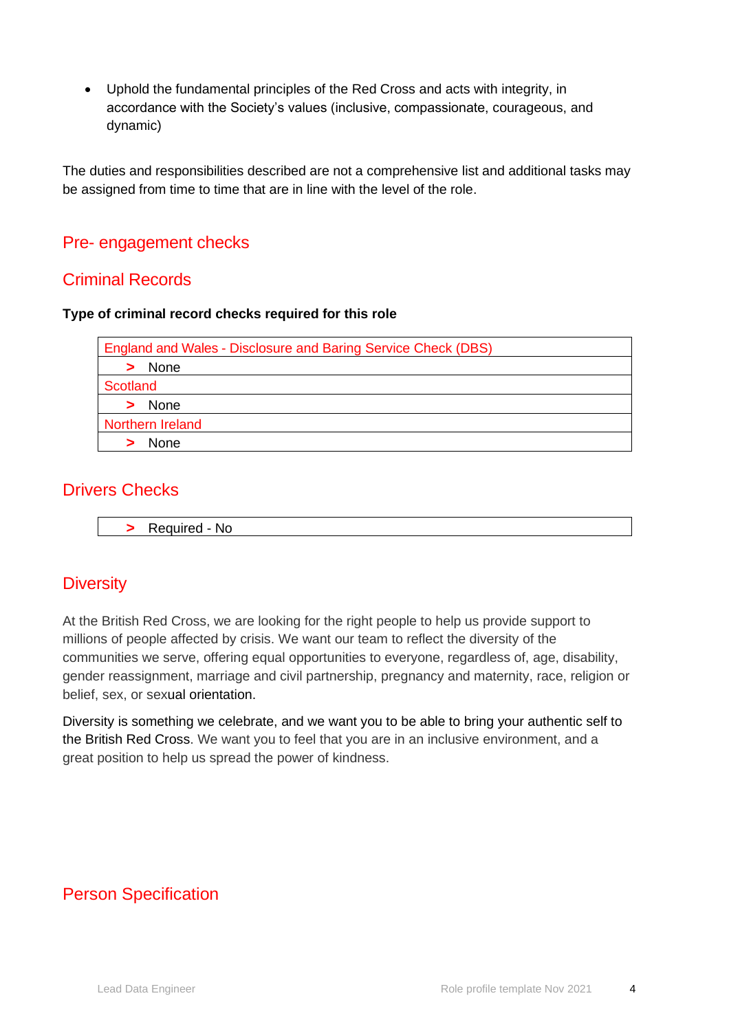- Uphold the fundamental principles of the Red Cross and acts with integrity, in accordance with the Society's values (inclusive, compassionate, courageous, and dynamic)

The duties and responsibilities described are not a comprehensive list and additional tasks may be assigned from time to time that are in line with the level of the role.

## Pre- engagement checks

## Criminal Records

**Type of criminal record checks required for this role**

| England and Wales - Disclosure and Baring Service Check (DBS) |
|---|
| > None |
| Scotland |
| > None |
| Northern Ireland |
| > None |

## Drivers Checks

| > Required - No |
|---|

## Diversity

At the British Red Cross, we are looking for the right people to help us provide support to millions of people affected by crisis. We want our team to reflect the diversity of the communities we serve, offering equal opportunities to everyone, regardless of, age, disability, gender reassignment, marriage and civil partnership, pregnancy and maternity, race, religion or belief, sex, or sexual orientation.

Diversity is something we celebrate, and we want you to be able to bring your authentic self to the British Red Cross. We want you to feel that you are in an inclusive environment, and a great position to help us spread the power of kindness.

## Person Specification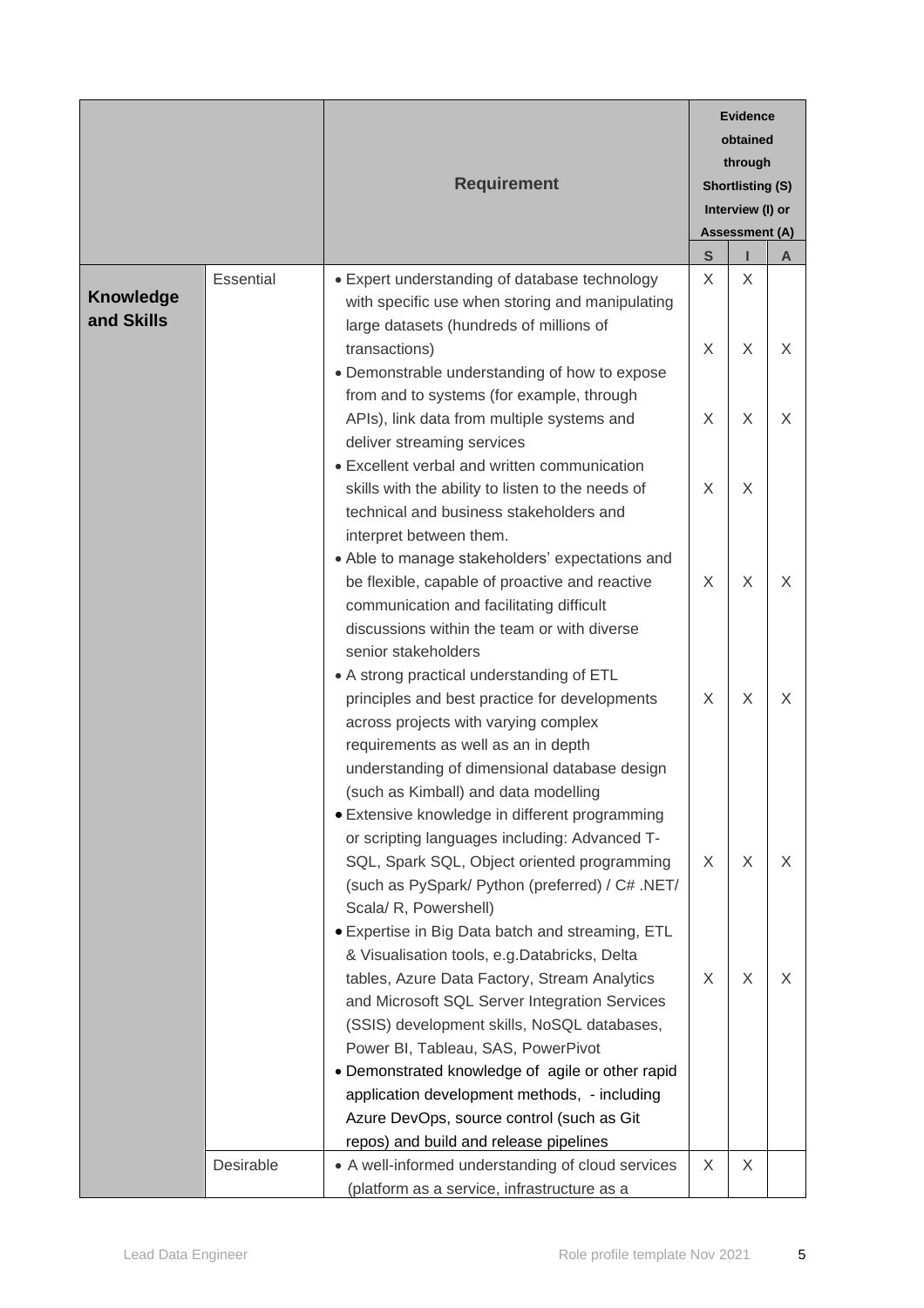| | | Requirement | Evidence obtained through Shortlisting (S) Interview (I) or Assessment (A) | | |
|---|---|---|---|---|---|
| | | | S | I | A |
| **Knowledge and Skills** | Essential | • Expert understanding of database technology with specific use when storing and manipulating large datasets (hundreds of millions of transactions) | X | X | |
| | | • Demonstrable understanding of how to expose from and to systems (for example, through APIs), link data from multiple systems and deliver streaming services | X | X | X |
| | | • Excellent verbal and written communication skills with the ability to listen to the needs of technical and business stakeholders and interpret between them. | X | X | X |
| | | • Able to manage stakeholders' expectations and be flexible, capable of proactive and reactive communication and facilitating difficult discussions within the team or with diverse senior stakeholders | X | X | |
| | | • A strong practical understanding of ETL principles and best practice for developments across projects with varying complex requirements as well as an in depth understanding of dimensional database design (such as Kimball) and data modelling | X | X | X |
| | | • Extensive knowledge in different programming or scripting languages including: Advanced T-SQL, Spark SQL, Object oriented programming (such as PySpark/ Python (preferred) / C# .NET/ Scala/ R, Powershell) | X | X | X |
| | | • Expertise in Big Data batch and streaming, ETL & Visualisation tools, e.g.Databricks, Delta tables, Azure Data Factory, Stream Analytics and Microsoft SQL Server Integration Services (SSIS) development skills, NoSQL databases, Power BI, Tableau, SAS, PowerPivot | X | X | X |
| | | • Demonstrated knowledge of agile or other rapid application development methods, - including Azure DevOps, source control (such as Git repos) and build and release pipelines | X | X | X |
| | Desirable | • A well-informed understanding of cloud services (platform as a service, infrastructure as a | X | X | |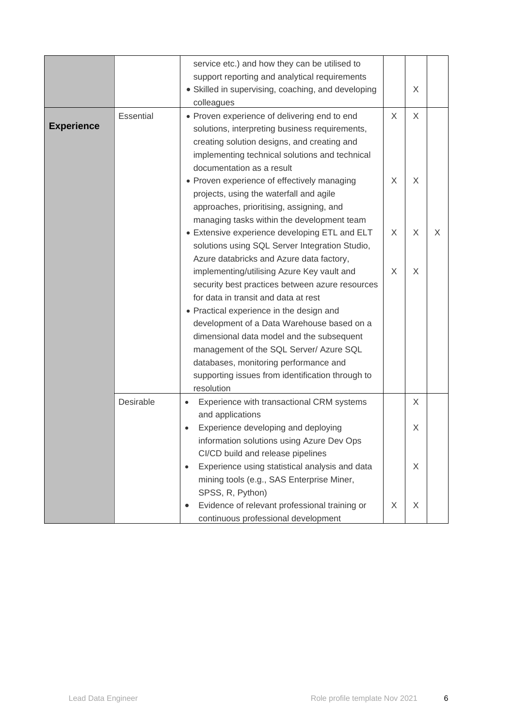| | | | | | |
|---|---|---|---|---|---|
| | | service etc.) and how they can be utilised to support reporting and analytical requirements<br>• Skilled in supervising, coaching, and developing colleagues | | <br><br>X | |
| **Experience** | Essential | • Proven experience of delivering end to end solutions, interpreting business requirements, creating solution designs, and creating and implementing technical solutions and technical documentation as a result<br>• Proven experience of effectively managing projects, using the waterfall and agile approaches, prioritising, assigning, and managing tasks within the development team<br>• Extensive experience developing ETL and ELT solutions using SQL Server Integration Studio, Azure databricks and Azure data factory, implementing/utilising Azure Key vault and security best practices between azure resources for data in transit and data at rest<br>• Practical experience in the design and development of a Data Warehouse based on a dimensional data model and the subsequent management of the SQL Server/ Azure SQL databases, monitoring performance and supporting issues from identification through to resolution | X<br><br>X<br><br>X<br><br>X | X<br><br>X<br><br>X<br><br>X | <br><br><br><br>X |
| | Desirable | • Experience with transactional CRM systems and applications<br>• Experience developing and deploying information solutions using Azure Dev Ops CI/CD build and release pipelines<br>• Experience using statistical analysis and data mining tools (e.g., SAS Enterprise Miner, SPSS, R, Python)<br>• Evidence of relevant professional training or continuous professional development | <br><br><br><br><br><br>X | X<br><br>X<br><br>X<br><br>X | |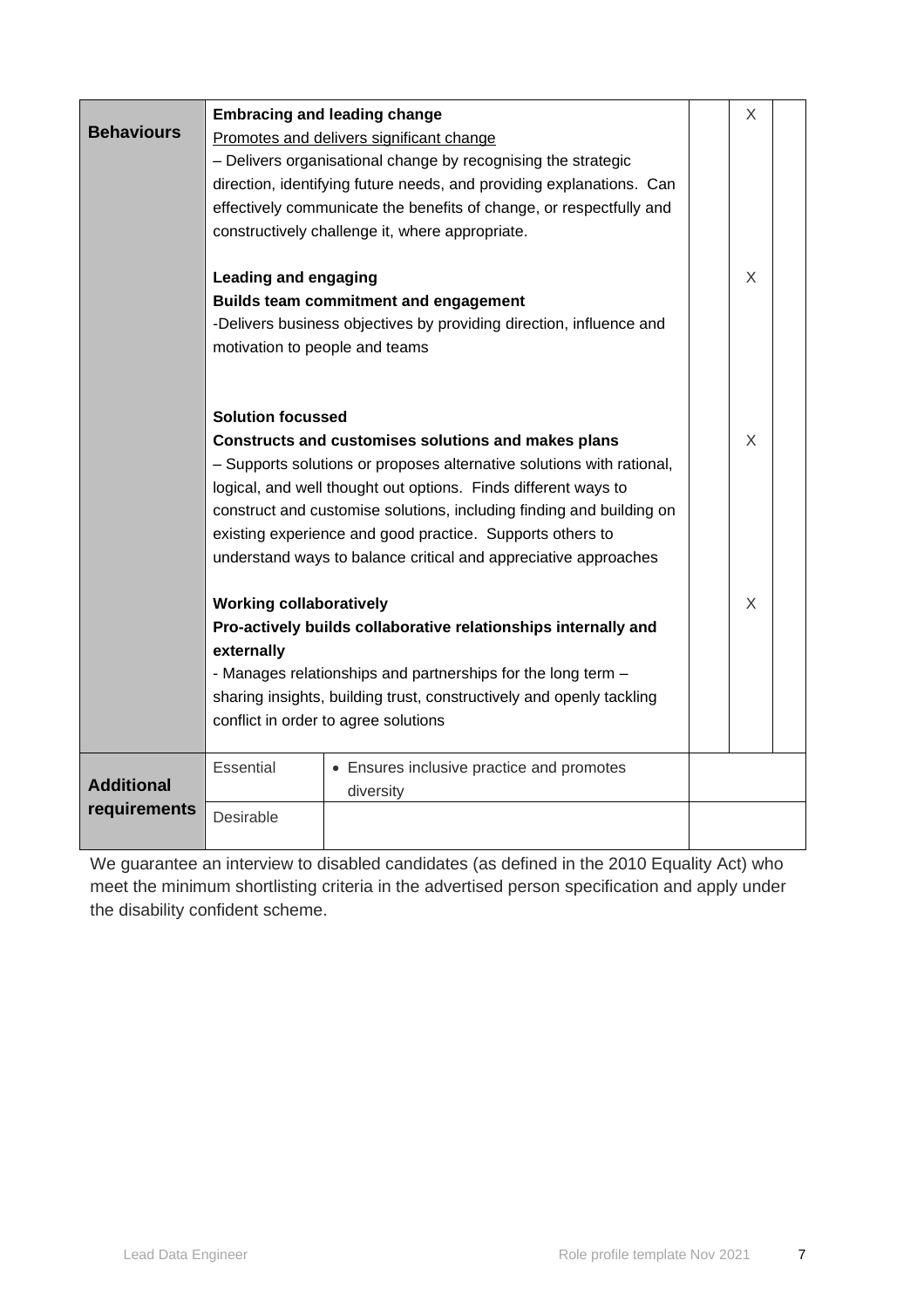| | | | | | |
|---|---|---|---|---|---|
| **Behaviours** | **Embracing and leading change**<br>Promotes and delivers significant change<br>– Delivers organisational change by recognising the strategic direction, identifying future needs, and providing explanations. Can effectively communicate the benefits of change, or respectfully and constructively challenge it, where appropriate. | | | X | |
| | **Leading and engaging**<br>**Builds team commitment and engagement**<br>-Delivers business objectives by providing direction, influence and motivation to people and teams | | | X | |
| | **Solution focussed**<br>**Constructs and customises solutions and makes plans**<br>– Supports solutions or proposes alternative solutions with rational, logical, and well thought out options. Finds different ways to construct and customise solutions, including finding and building on existing experience and good practice. Supports others to understand ways to balance critical and appreciative approaches | | | X | |
| | **Working collaboratively**<br>**Pro-actively builds collaborative relationships internally and externally**<br>- Manages relationships and partnerships for the long term – sharing insights, building trust, constructively and openly tackling conflict in order to agree solutions | | | X | |
| **Additional requirements** | Essential | • Ensures inclusive practice and promotes diversity | | | |
| | Desirable | | | | |

We guarantee an interview to disabled candidates (as defined in the 2010 Equality Act) who meet the minimum shortlisting criteria in the advertised person specification and apply under the disability confident scheme.